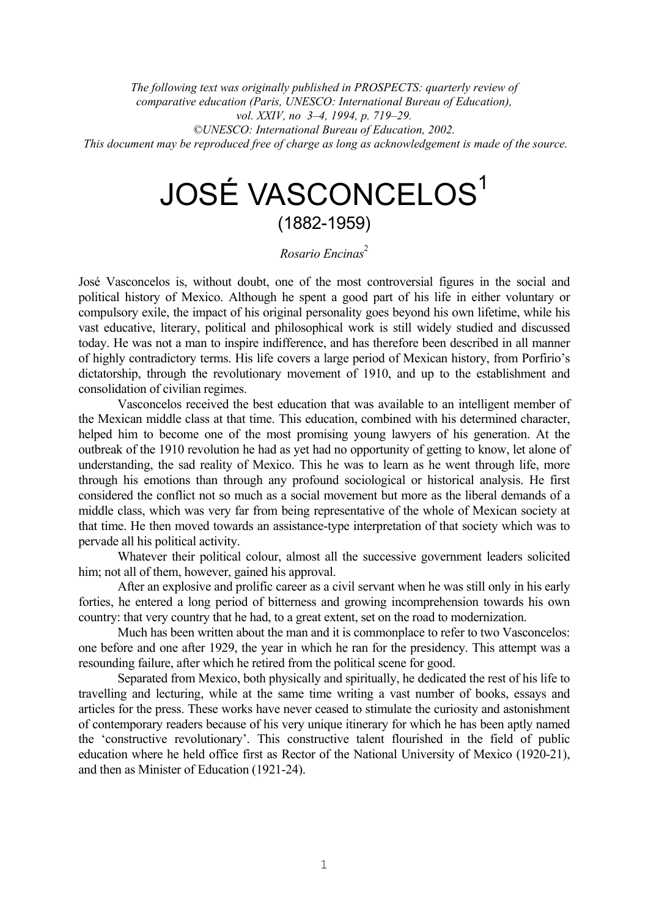*The following text was originally published in PROSPECTS: quarterly review of comparative education (Paris, UNESCO: International Bureau of Education), vol. XXIV, no 3–4, 1994, p. 719–29.*
*©UNESCO: International Bureau of Education, 2002.*
*This document may be reproduced free of charge as long as acknowledgement is made of the source.*

# JOSÉ VASCONCELOS[1]

## (1882-1959)

*Rosario Encinas*[2]

José Vasconcelos is, without doubt, one of the most controversial figures in the social and political history of Mexico. Although he spent a good part of his life in either voluntary or compulsory exile, the impact of his original personality goes beyond his own lifetime, while his vast educative, literary, political and philosophical work is still widely studied and discussed today. He was not a man to inspire indifference, and has therefore been described in all manner of highly contradictory terms. His life covers a large period of Mexican history, from Porfirio's dictatorship, through the revolutionary movement of 1910, and up to the establishment and consolidation of civilian regimes.

Vasconcelos received the best education that was available to an intelligent member of the Mexican middle class at that time. This education, combined with his determined character, helped him to become one of the most promising young lawyers of his generation. At the outbreak of the 1910 revolution he had as yet had no opportunity of getting to know, let alone of understanding, the sad reality of Mexico. This he was to learn as he went through life, more through his emotions than through any profound sociological or historical analysis. He first considered the conflict not so much as a social movement but more as the liberal demands of a middle class, which was very far from being representative of the whole of Mexican society at that time. He then moved towards an assistance-type interpretation of that society which was to pervade all his political activity.

Whatever their political colour, almost all the successive government leaders solicited him; not all of them, however, gained his approval.

After an explosive and prolific career as a civil servant when he was still only in his early forties, he entered a long period of bitterness and growing incomprehension towards his own country: that very country that he had, to a great extent, set on the road to modernization.

Much has been written about the man and it is commonplace to refer to two Vasconcelos: one before and one after 1929, the year in which he ran for the presidency. This attempt was a resounding failure, after which he retired from the political scene for good.

Separated from Mexico, both physically and spiritually, he dedicated the rest of his life to travelling and lecturing, while at the same time writing a vast number of books, essays and articles for the press. These works have never ceased to stimulate the curiosity and astonishment of contemporary readers because of his very unique itinerary for which he has been aptly named the 'constructive revolutionary'. This constructive talent flourished in the field of public education where he held office first as Rector of the National University of Mexico (1920-21), and then as Minister of Education (1921-24).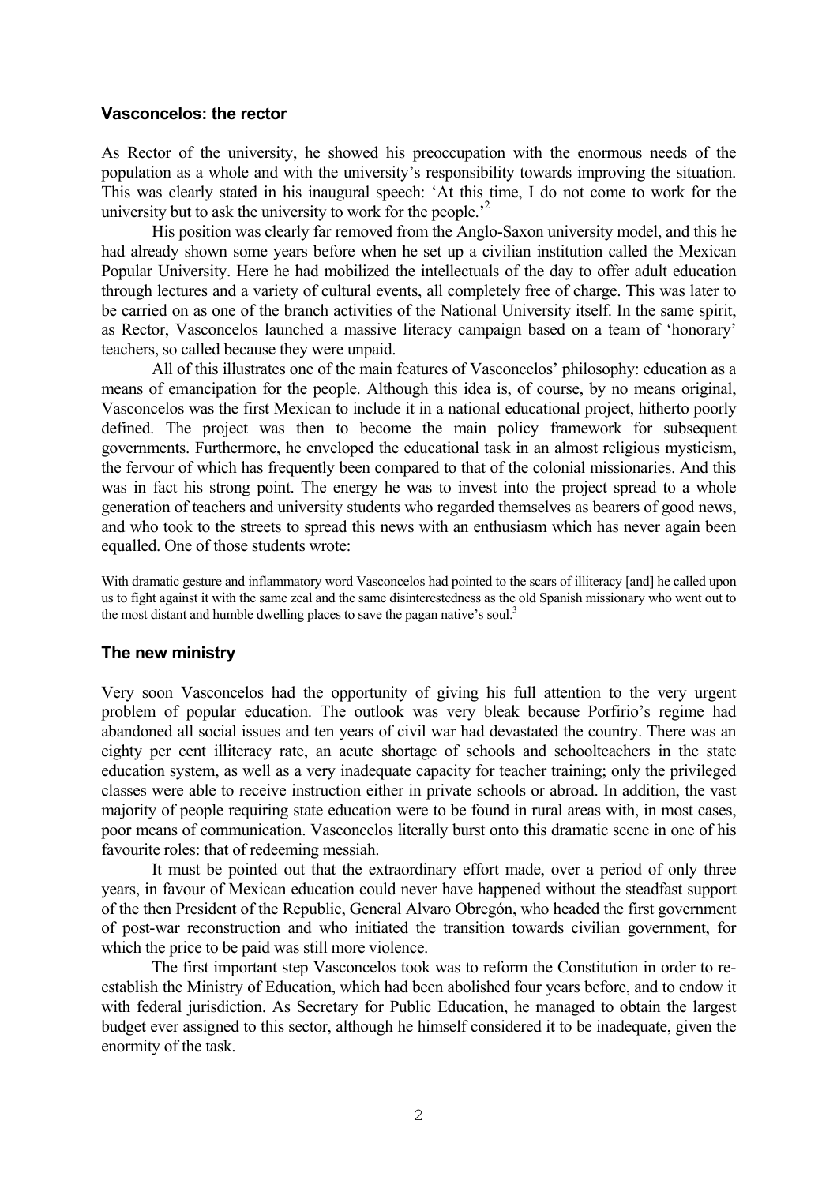### Vasconcelos: the rector

As Rector of the university, he showed his preoccupation with the enormous needs of the population as a whole and with the university's responsibility towards improving the situation. This was clearly stated in his inaugural speech: 'At this time, I do not come to work for the university but to ask the university to work for the people.'[2]

His position was clearly far removed from the Anglo-Saxon university model, and this he had already shown some years before when he set up a civilian institution called the Mexican Popular University. Here he had mobilized the intellectuals of the day to offer adult education through lectures and a variety of cultural events, all completely free of charge. This was later to be carried on as one of the branch activities of the National University itself. In the same spirit, as Rector, Vasconcelos launched a massive literacy campaign based on a team of 'honorary' teachers, so called because they were unpaid.

All of this illustrates one of the main features of Vasconcelos' philosophy: education as a means of emancipation for the people. Although this idea is, of course, by no means original, Vasconcelos was the first Mexican to include it in a national educational project, hitherto poorly defined. The project was then to become the main policy framework for subsequent governments. Furthermore, he enveloped the educational task in an almost religious mysticism, the fervour of which has frequently been compared to that of the colonial missionaries. And this was in fact his strong point. The energy he was to invest into the project spread to a whole generation of teachers and university students who regarded themselves as bearers of good news, and who took to the streets to spread this news with an enthusiasm which has never again been equalled. One of those students wrote:

> With dramatic gesture and inflammatory word Vasconcelos had pointed to the scars of illiteracy [and] he called upon us to fight against it with the same zeal and the same disinterestedness as the old Spanish missionary who went out to the most distant and humble dwelling places to save the pagan native's soul.[3]

### The new ministry

Very soon Vasconcelos had the opportunity of giving his full attention to the very urgent problem of popular education. The outlook was very bleak because Porfirio's regime had abandoned all social issues and ten years of civil war had devastated the country. There was an eighty per cent illiteracy rate, an acute shortage of schools and schoolteachers in the state education system, as well as a very inadequate capacity for teacher training; only the privileged classes were able to receive instruction either in private schools or abroad. In addition, the vast majority of people requiring state education were to be found in rural areas with, in most cases, poor means of communication. Vasconcelos literally burst onto this dramatic scene in one of his favourite roles: that of redeeming messiah.

It must be pointed out that the extraordinary effort made, over a period of only three years, in favour of Mexican education could never have happened without the steadfast support of the then President of the Republic, General Alvaro Obregón, who headed the first government of post-war reconstruction and who initiated the transition towards civilian government, for which the price to be paid was still more violence.

The first important step Vasconcelos took was to reform the Constitution in order to re-establish the Ministry of Education, which had been abolished four years before, and to endow it with federal jurisdiction. As Secretary for Public Education, he managed to obtain the largest budget ever assigned to this sector, although he himself considered it to be inadequate, given the enormity of the task.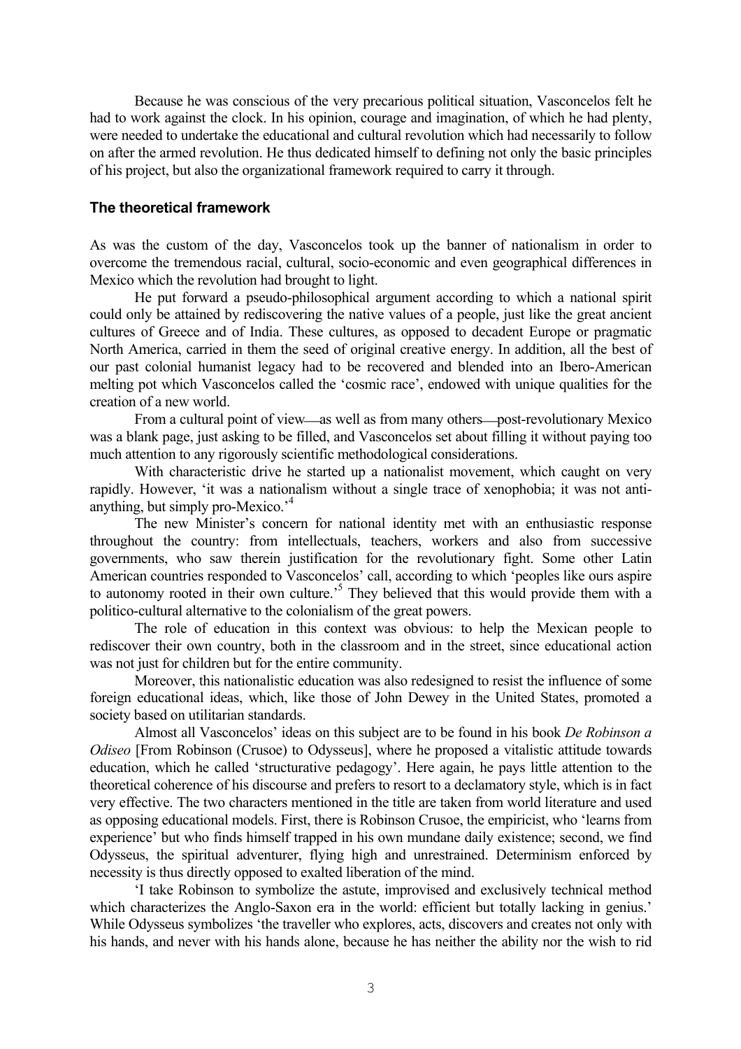Because he was conscious of the very precarious political situation, Vasconcelos felt he had to work against the clock. In his opinion, courage and imagination, of which he had plenty, were needed to undertake the educational and cultural revolution which had necessarily to follow on after the armed revolution. He thus dedicated himself to defining not only the basic principles of his project, but also the organizational framework required to carry it through.

### The theoretical framework

As was the custom of the day, Vasconcelos took up the banner of nationalism in order to overcome the tremendous racial, cultural, socio-economic and even geographical differences in Mexico which the revolution had brought to light.

He put forward a pseudo-philosophical argument according to which a national spirit could only be attained by rediscovering the native values of a people, just like the great ancient cultures of Greece and of India. These cultures, as opposed to decadent Europe or pragmatic North America, carried in them the seed of original creative energy. In addition, all the best of our past colonial humanist legacy had to be recovered and blended into an Ibero-American melting pot which Vasconcelos called the 'cosmic race', endowed with unique qualities for the creation of a new world.

From a cultural point of view—as well as from many others—post-revolutionary Mexico was a blank page, just asking to be filled, and Vasconcelos set about filling it without paying too much attention to any rigorously scientific methodological considerations.

With characteristic drive he started up a nationalist movement, which caught on very rapidly. However, 'it was a nationalism without a single trace of xenophobia; it was not anti-anything, but simply pro-Mexico.'[4]

The new Minister's concern for national identity met with an enthusiastic response throughout the country: from intellectuals, teachers, workers and also from successive governments, who saw therein justification for the revolutionary fight. Some other Latin American countries responded to Vasconcelos' call, according to which 'peoples like ours aspire to autonomy rooted in their own culture.'[5] They believed that this would provide them with a politico-cultural alternative to the colonialism of the great powers.

The role of education in this context was obvious: to help the Mexican people to rediscover their own country, both in the classroom and in the street, since educational action was not just for children but for the entire community.

Moreover, this nationalistic education was also redesigned to resist the influence of some foreign educational ideas, which, like those of John Dewey in the United States, promoted a society based on utilitarian standards.

Almost all Vasconcelos' ideas on this subject are to be found in his book *De Robinson a Odiseo* [From Robinson (Crusoe) to Odysseus], where he proposed a vitalistic attitude towards education, which he called 'structurative pedagogy'. Here again, he pays little attention to the theoretical coherence of his discourse and prefers to resort to a declamatory style, which is in fact very effective. The two characters mentioned in the title are taken from world literature and used as opposing educational models. First, there is Robinson Crusoe, the empiricist, who 'learns from experience' but who finds himself trapped in his own mundane daily existence; second, we find Odysseus, the spiritual adventurer, flying high and unrestrained. Determinism enforced by necessity is thus directly opposed to exalted liberation of the mind.

'I take Robinson to symbolize the astute, improvised and exclusively technical method which characterizes the Anglo-Saxon era in the world: efficient but totally lacking in genius.' While Odysseus symbolizes 'the traveller who explores, acts, discovers and creates not only with his hands, and never with his hands alone, because he has neither the ability nor the wish to rid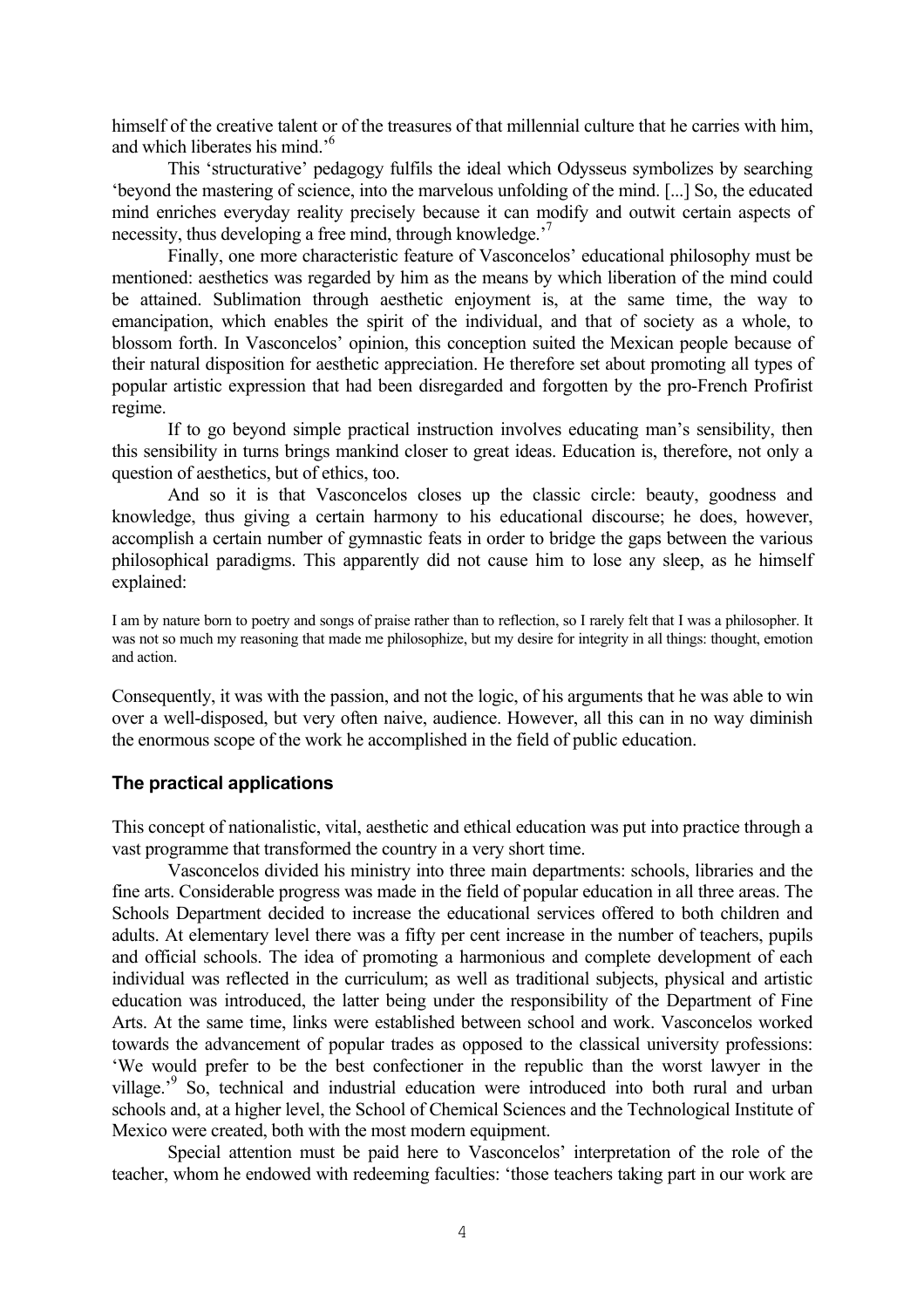himself of the creative talent or of the treasures of that millennial culture that he carries with him, and which liberates his mind.'[6]

This 'structurative' pedagogy fulfils the ideal which Odysseus symbolizes by searching 'beyond the mastering of science, into the marvelous unfolding of the mind. [...] So, the educated mind enriches everyday reality precisely because it can modify and outwit certain aspects of necessity, thus developing a free mind, through knowledge.'[7]

Finally, one more characteristic feature of Vasconcelos' educational philosophy must be mentioned: aesthetics was regarded by him as the means by which liberation of the mind could be attained. Sublimation through aesthetic enjoyment is, at the same time, the way to emancipation, which enables the spirit of the individual, and that of society as a whole, to blossom forth. In Vasconcelos' opinion, this conception suited the Mexican people because of their natural disposition for aesthetic appreciation. He therefore set about promoting all types of popular artistic expression that had been disregarded and forgotten by the pro-French Profirist regime.

If to go beyond simple practical instruction involves educating man's sensibility, then this sensibility in turns brings mankind closer to great ideas. Education is, therefore, not only a question of aesthetics, but of ethics, too.

And so it is that Vasconcelos closes up the classic circle: beauty, goodness and knowledge, thus giving a certain harmony to his educational discourse; he does, however, accomplish a certain number of gymnastic feats in order to bridge the gaps between the various philosophical paradigms. This apparently did not cause him to lose any sleep, as he himself explained:

> I am by nature born to poetry and songs of praise rather than to reflection, so I rarely felt that I was a philosopher. It was not so much my reasoning that made me philosophize, but my desire for integrity in all things: thought, emotion and action.

Consequently, it was with the passion, and not the logic, of his arguments that he was able to win over a well-disposed, but very often naive, audience. However, all this can in no way diminish the enormous scope of the work he accomplished in the field of public education.

### The practical applications

This concept of nationalistic, vital, aesthetic and ethical education was put into practice through a vast programme that transformed the country in a very short time.

Vasconcelos divided his ministry into three main departments: schools, libraries and the fine arts. Considerable progress was made in the field of popular education in all three areas. The Schools Department decided to increase the educational services offered to both children and adults. At elementary level there was a fifty per cent increase in the number of teachers, pupils and official schools. The idea of promoting a harmonious and complete development of each individual was reflected in the curriculum; as well as traditional subjects, physical and artistic education was introduced, the latter being under the responsibility of the Department of Fine Arts. At the same time, links were established between school and work. Vasconcelos worked towards the advancement of popular trades as opposed to the classical university professions: 'We would prefer to be the best confectioner in the republic than the worst lawyer in the village.'[9] So, technical and industrial education were introduced into both rural and urban schools and, at a higher level, the School of Chemical Sciences and the Technological Institute of Mexico were created, both with the most modern equipment.

Special attention must be paid here to Vasconcelos' interpretation of the role of the teacher, whom he endowed with redeeming faculties: 'those teachers taking part in our work are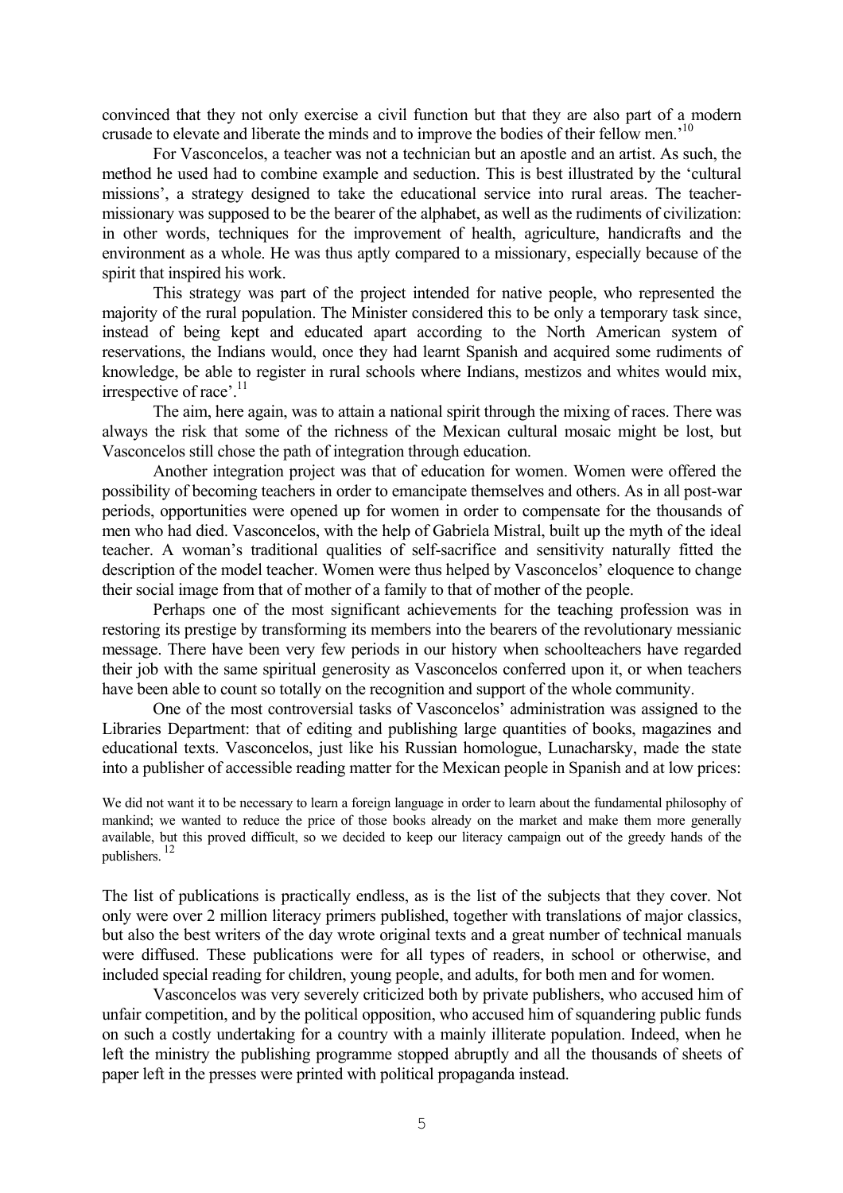convinced that they not only exercise a civil function but that they are also part of a modern crusade to elevate and liberate the minds and to improve the bodies of their fellow men.'[10]

For Vasconcelos, a teacher was not a technician but an apostle and an artist. As such, the method he used had to combine example and seduction. This is best illustrated by the 'cultural missions', a strategy designed to take the educational service into rural areas. The teacher-missionary was supposed to be the bearer of the alphabet, as well as the rudiments of civilization: in other words, techniques for the improvement of health, agriculture, handicrafts and the environment as a whole. He was thus aptly compared to a missionary, especially because of the spirit that inspired his work.

This strategy was part of the project intended for native people, who represented the majority of the rural population. The Minister considered this to be only a temporary task since, instead of being kept and educated apart according to the North American system of reservations, the Indians would, once they had learnt Spanish and acquired some rudiments of knowledge, be able to register in rural schools where Indians, mestizos and whites would mix, irrespective of race'.[11]

The aim, here again, was to attain a national spirit through the mixing of races. There was always the risk that some of the richness of the Mexican cultural mosaic might be lost, but Vasconcelos still chose the path of integration through education.

Another integration project was that of education for women. Women were offered the possibility of becoming teachers in order to emancipate themselves and others. As in all post-war periods, opportunities were opened up for women in order to compensate for the thousands of men who had died. Vasconcelos, with the help of Gabriela Mistral, built up the myth of the ideal teacher. A woman's traditional qualities of self-sacrifice and sensitivity naturally fitted the description of the model teacher. Women were thus helped by Vasconcelos' eloquence to change their social image from that of mother of a family to that of mother of the people.

Perhaps one of the most significant achievements for the teaching profession was in restoring its prestige by transforming its members into the bearers of the revolutionary messianic message. There have been very few periods in our history when schoolteachers have regarded their job with the same spiritual generosity as Vasconcelos conferred upon it, or when teachers have been able to count so totally on the recognition and support of the whole community.

One of the most controversial tasks of Vasconcelos' administration was assigned to the Libraries Department: that of editing and publishing large quantities of books, magazines and educational texts. Vasconcelos, just like his Russian homologue, Lunacharsky, made the state into a publisher of accessible reading matter for the Mexican people in Spanish and at low prices:

> We did not want it to be necessary to learn a foreign language in order to learn about the fundamental philosophy of mankind; we wanted to reduce the price of those books already on the market and make them more generally available, but this proved difficult, so we decided to keep our literacy campaign out of the greedy hands of the publishers.[12]

The list of publications is practically endless, as is the list of the subjects that they cover. Not only were over 2 million literacy primers published, together with translations of major classics, but also the best writers of the day wrote original texts and a great number of technical manuals were diffused. These publications were for all types of readers, in school or otherwise, and included special reading for children, young people, and adults, for both men and for women.

Vasconcelos was very severely criticized both by private publishers, who accused him of unfair competition, and by the political opposition, who accused him of squandering public funds on such a costly undertaking for a country with a mainly illiterate population. Indeed, when he left the ministry the publishing programme stopped abruptly and all the thousands of sheets of paper left in the presses were printed with political propaganda instead.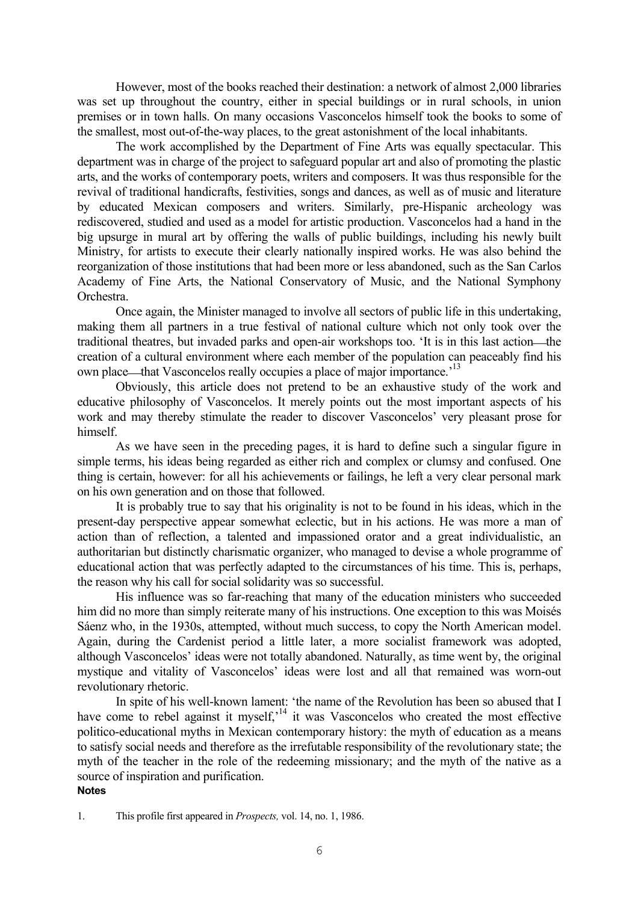However, most of the books reached their destination: a network of almost 2,000 libraries was set up throughout the country, either in special buildings or in rural schools, in union premises or in town halls. On many occasions Vasconcelos himself took the books to some of the smallest, most out-of-the-way places, to the great astonishment of the local inhabitants.

The work accomplished by the Department of Fine Arts was equally spectacular. This department was in charge of the project to safeguard popular art and also of promoting the plastic arts, and the works of contemporary poets, writers and composers. It was thus responsible for the revival of traditional handicrafts, festivities, songs and dances, as well as of music and literature by educated Mexican composers and writers. Similarly, pre-Hispanic archeology was rediscovered, studied and used as a model for artistic production. Vasconcelos had a hand in the big upsurge in mural art by offering the walls of public buildings, including his newly built Ministry, for artists to execute their clearly nationally inspired works. He was also behind the reorganization of those institutions that had been more or less abandoned, such as the San Carlos Academy of Fine Arts, the National Conservatory of Music, and the National Symphony Orchestra.

Once again, the Minister managed to involve all sectors of public life in this undertaking, making them all partners in a true festival of national culture which not only took over the traditional theatres, but invaded parks and open-air workshops too. 'It is in this last action—the creation of a cultural environment where each member of the population can peaceably find his own place—that Vasconcelos really occupies a place of major importance.'[13]

Obviously, this article does not pretend to be an exhaustive study of the work and educative philosophy of Vasconcelos. It merely points out the most important aspects of his work and may thereby stimulate the reader to discover Vasconcelos' very pleasant prose for himself.

As we have seen in the preceding pages, it is hard to define such a singular figure in simple terms, his ideas being regarded as either rich and complex or clumsy and confused. One thing is certain, however: for all his achievements or failings, he left a very clear personal mark on his own generation and on those that followed.

It is probably true to say that his originality is not to be found in his ideas, which in the present-day perspective appear somewhat eclectic, but in his actions. He was more a man of action than of reflection, a talented and impassioned orator and a great individualistic, an authoritarian but distinctly charismatic organizer, who managed to devise a whole programme of educational action that was perfectly adapted to the circumstances of his time. This is, perhaps, the reason why his call for social solidarity was so successful.

His influence was so far-reaching that many of the education ministers who succeeded him did no more than simply reiterate many of his instructions. One exception to this was Moisés Sáenz who, in the 1930s, attempted, without much success, to copy the North American model. Again, during the Cardenist period a little later, a more socialist framework was adopted, although Vasconcelos' ideas were not totally abandoned. Naturally, as time went by, the original mystique and vitality of Vasconcelos' ideas were lost and all that remained was worn-out revolutionary rhetoric.

In spite of his well-known lament: 'the name of the Revolution has been so abused that I have come to rebel against it myself,'[14] it was Vasconcelos who created the most effective politico-educational myths in Mexican contemporary history: the myth of education as a means to satisfy social needs and therefore as the irrefutable responsibility of the revolutionary state; the myth of the teacher in the role of the redeeming missionary; and the myth of the native as a source of inspiration and purification.

**Notes**

1. This profile first appeared in *Prospects,* vol. 14, no. 1, 1986.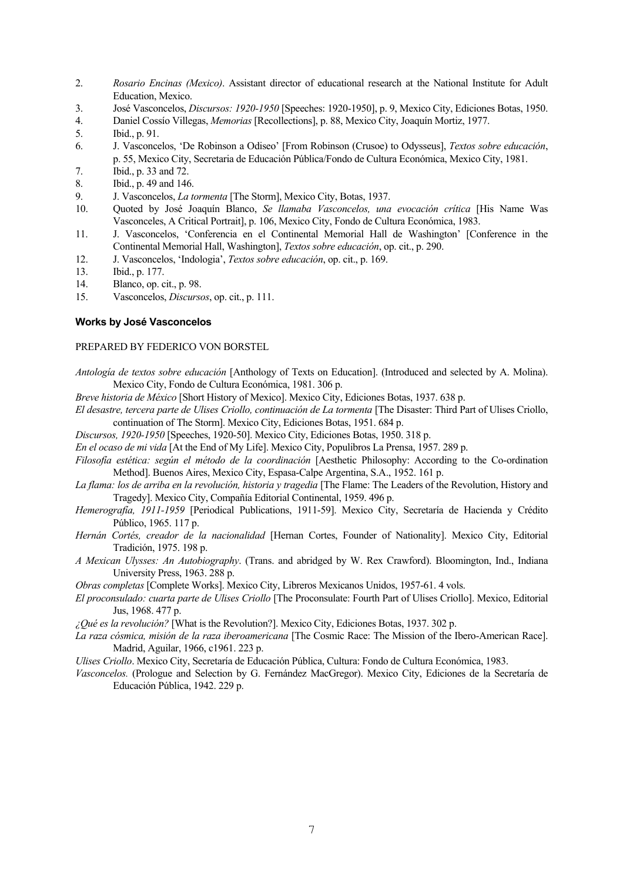2. *Rosario Encinas (Mexico)*. Assistant director of educational research at the National Institute for Adult Education, Mexico.
3. José Vasconcelos, *Discursos: 1920-1950* [Speeches: 1920-1950], p. 9, Mexico City, Ediciones Botas, 1950.
4. Daniel Cossío Villegas, *Memorias* [Recollections], p. 88, Mexico City, Joaquín Mortiz, 1977.
5. Ibid., p. 91.
6. J. Vasconcelos, 'De Robinson a Odiseo' [From Robinson (Crusoe) to Odysseus], *Textos sobre educación*, p. 55, Mexico City, Secretaria de Educación Pública/Fondo de Cultura Económica, Mexico City, 1981.
7. Ibid., p. 33 and 72.
8. Ibid., p. 49 and 146.
9. J. Vasconcelos, *La tormenta* [The Storm], Mexico City, Botas, 1937.
10. Quoted by José Joaquín Blanco, *Se llamaba Vasconcelos, una evocación crítica* [His Name Was Vasconceles, A Critical Portrait], p. 106, Mexico City, Fondo de Cultura Económica, 1983.
11. J. Vasconcelos, 'Conferencia en el Continental Memorial Hall de Washington' [Conference in the Continental Memorial Hall, Washington], *Textos sobre educación*, op. cit., p. 290.
12. J. Vasconcelos, 'Indologia', *Textos sobre educación*, op. cit., p. 169.
13. Ibid., p. 177.
14. Blanco, op. cit., p. 98.
15. Vasconcelos, *Discursos*, op. cit., p. 111.

#### Works by José Vasconcelos

PREPARED BY FEDERICO VON BORSTEL

*Antología de textos sobre educación* [Anthology of Texts on Education]. (Introduced and selected by A. Molina). Mexico City, Fondo de Cultura Económica, 1981. 306 p.

*Breve historia de México* [Short History of Mexico]. Mexico City, Ediciones Botas, 1937. 638 p.

*El desastre, tercera parte de Ulises Criollo, continuación de La tormenta* [The Disaster: Third Part of Ulises Criollo, continuation of The Storm]. Mexico City, Ediciones Botas, 1951. 684 p.

*Discursos, 1920-1950* [Speeches, 1920-50]. Mexico City, Ediciones Botas, 1950. 318 p.

*En el ocaso de mi vida* [At the End of My Life]. Mexico City, Populibros La Prensa, 1957. 289 p.

*Filosofía estética: según el método de la coordinación* [Aesthetic Philosophy: According to the Co-ordination Method]. Buenos Aires, Mexico City, Espasa-Calpe Argentina, S.A., 1952. 161 p.

*La flama: los de arriba en la revolución, historia y tragedia* [The Flame: The Leaders of the Revolution, History and Tragedy]. Mexico City, Compañía Editorial Continental, 1959. 496 p.

*Hemerografía, 1911-1959* [Periodical Publications, 1911-59]. Mexico City, Secretaría de Hacienda y Crédito Público, 1965. 117 p.

*Hernán Cortés, creador de la nacionalidad* [Hernan Cortes, Founder of Nationality]. Mexico City, Editorial Tradición, 1975. 198 p.

*A Mexican Ulysses: An Autobiography*. (Trans. and abridged by W. Rex Crawford). Bloomington, Ind., Indiana University Press, 1963. 288 p.

*Obras completas* [Complete Works]. Mexico City, Libreros Mexicanos Unidos, 1957-61. 4 vols.

*El proconsulado: cuarta parte de Ulises Criollo* [The Proconsulate: Fourth Part of Ulises Criollo]. Mexico, Editorial Jus, 1968. 477 p.

*¿Qué es la revolución?* [What is the Revolution?]. Mexico City, Ediciones Botas, 1937. 302 p.

*La raza cósmica, misión de la raza iberoamericana* [The Cosmic Race: The Mission of the Ibero-American Race]. Madrid, Aguilar, 1966, c1961. 223 p.

*Ulises Criollo*. Mexico City, Secretaría de Educación Pública, Cultura: Fondo de Cultura Económica, 1983.

*Vasconcelos.* (Prologue and Selection by G. Fernández MacGregor). Mexico City, Ediciones de la Secretaría de Educación Pública, 1942. 229 p.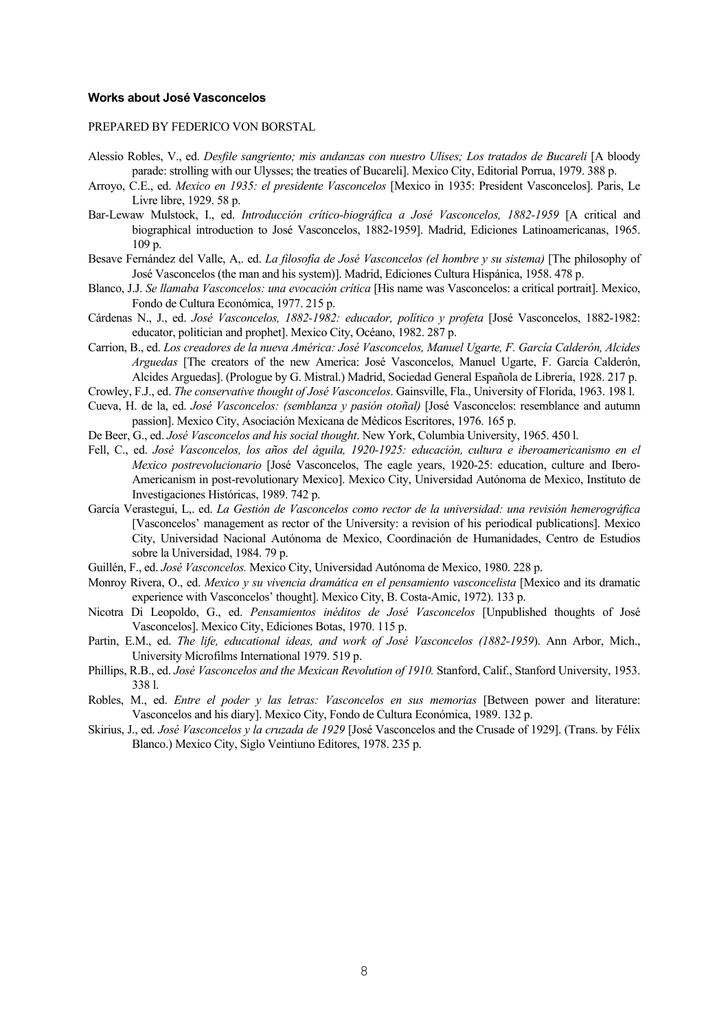**Works about José Vasconcelos**

PREPARED BY FEDERICO VON BORSTAL

Alessio Robles, V., ed. *Desfile sangriento; mis andanzas con nuestro Ulises; Los tratados de Bucareli* [A bloody parade: strolling with our Ulysses; the treaties of Bucareli]. Mexico City, Editorial Porrua, 1979. 388 p.

Arroyo, C.E., ed. *Mexico en 1935: el presidente Vasconcelos* [Mexico in 1935: President Vasconcelos]. Paris, Le Livre libre, 1929. 58 p.

Bar-Lewaw Mulstock, I., ed. *Introducción crítico-biográfica a José Vasconcelos, 1882-1959* [A critical and biographical introduction to José Vasconcelos, 1882-1959]. Madrid, Ediciones Latinoamericanas, 1965. 109 p.

Besave Fernández del Valle, A,. ed. *La filosofía de José Vasconcelos (el hombre y su sistema)* [The philosophy of José Vasconcelos (the man and his system)]. Madrid, Ediciones Cultura Hispánica, 1958. 478 p.

Blanco, J.J. *Se llamaba Vasconcelos: una evocación crítica* [His name was Vasconcelos: a critical portrait]. Mexico, Fondo de Cultura Económica, 1977. 215 p.

Cárdenas N., J., ed. *José Vasconcelos, 1882-1982: educador, político y profeta* [José Vasconcelos, 1882-1982: educator, politician and prophet]. Mexico City, Océano, 1982. 287 p.

Carrion, B., ed. *Los creadores de la nueva América: José Vasconcelos, Manuel Ugarte, F. García Calderón, Alcides Arguedas* [The creators of the new America: José Vasconcelos, Manuel Ugarte, F. García Calderón, Alcides Arguedas]. (Prologue by G. Mistral.) Madrid, Sociedad General Española de Librería, 1928. 217 p.

Crowley, F.J., ed. *The conservative thought of José Vasconcelos*. Gainsville, Fla., University of Florida, 1963. 198 l.

Cueva, H. de la, ed. *José Vasconcelos: (semblanza y pasión otoñal)* [José Vasconcelos: resemblance and autumn passion]. Mexico City, Asociación Mexicana de Médicos Escritores, 1976. 165 p.

De Beer, G., ed. *José Vasconcelos and his social thought*. New York, Columbia University, 1965. 450 l.

Fell, C., ed. *José Vasconcelos, los años del águila, 1920-1925: educación, cultura e iberoamericanismo en el Mexico postrevolucionario* [José Vasconcelos, The eagle years, 1920-25: education, culture and Ibero-Americanism in post-revolutionary Mexico]. Mexico City, Universidad Autónoma de Mexico, Instituto de Investigaciones Históricas, 1989. 742 p.

García Verastegui, L,. ed. *La Gestión de Vasconcelos como rector de la universidad: una revisión hemerográfica* [Vasconcelos' management as rector of the University: a revision of his periodical publications]. Mexico City, Universidad Nacional Autónoma de Mexico, Coordinación de Humanidades, Centro de Estudios sobre la Universidad, 1984. 79 p.

Guillén, F., ed. *José Vasconcelos.* Mexico City, Universidad Autónoma de Mexico, 1980. 228 p.

Monroy Rivera, O., ed. *Mexico y su vivencia dramática en el pensamiento vasconcelista* [Mexico and its dramatic experience with Vasconcelos' thought]. Mexico City, B. Costa-Amic, 1972). 133 p.

Nicotra Di Leopoldo, G., ed. *Pensamientos inéditos de José Vasconcelos* [Unpublished thoughts of José Vasconcelos]. Mexico City, Ediciones Botas, 1970. 115 p.

Partin, E.M., ed. *The life, educational ideas, and work of José Vasconcelos (1882-1959*). Ann Arbor, Mich., University Microfilms International 1979. 519 p.

Phillips, R.B., ed. *José Vasconcelos and the Mexican Revolution of 1910.* Stanford, Calif., Stanford University, 1953. 338 l.

Robles, M., ed. *Entre el poder y las letras: Vasconcelos en sus memorias* [Between power and literature: Vasconcelos and his diary]. Mexico City, Fondo de Cultura Económica, 1989. 132 p.

Skirius, J., ed. *José Vasconcelos y la cruzada de 1929* [José Vasconcelos and the Crusade of 1929]. (Trans. by Félix Blanco.) Mexico City, Siglo Veintiuno Editores, 1978. 235 p.